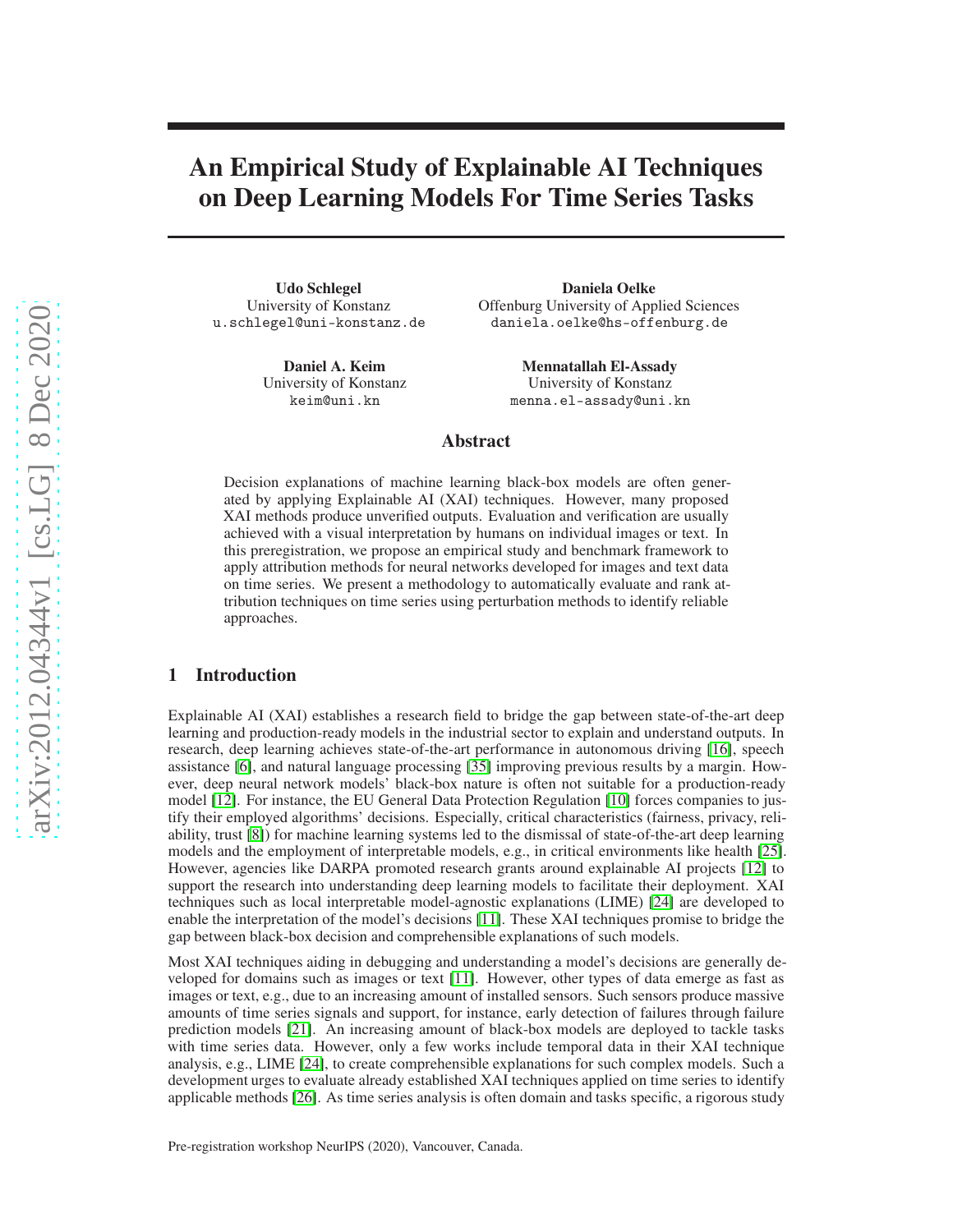# An Empirical Study of Explainable AI Techniques on Deep Learning Models For Time Series Tasks

**Udo Schlegel**
University of Konstanz
u.schlegel@uni-konstanz.de

**Daniela Oelke**
Offenburg University of Applied Sciences
daniela.oelke@hs-offenburg.de

**Daniel A. Keim**
University of Konstanz
keim@uni.kn

**Mennatallah El-Assady**
University of Konstanz
menna.el-assady@uni.kn

## Abstract

Decision explanations of machine learning black-box models are often generated by applying Explainable AI (XAI) techniques. However, many proposed XAI methods produce unverified outputs. Evaluation and verification are usually achieved with a visual interpretation by humans on individual images or text. In this preregistration, we propose an empirical study and benchmark framework to apply attribution methods for neural networks developed for images and text data on time series. We present a methodology to automatically evaluate and rank attribution techniques on time series using perturbation methods to identify reliable approaches.

## 1 Introduction

Explainable AI (XAI) establishes a research field to bridge the gap between state-of-the-art deep learning and production-ready models in the industrial sector to explain and understand outputs. In research, deep learning achieves state-of-the-art performance in autonomous driving [16], speech assistance [6], and natural language processing [35] improving previous results by a margin. However, deep neural network models' black-box nature is often not suitable for a production-ready model [12]. For instance, the EU General Data Protection Regulation [10] forces companies to justify their employed algorithms' decisions. Especially, critical characteristics (fairness, privacy, reliability, trust [8]) for machine learning systems led to the dismissal of state-of-the-art deep learning models and the employment of interpretable models, e.g., in critical environments like health [25]. However, agencies like DARPA promoted research grants around explainable AI projects [12] to support the research into understanding deep learning models to facilitate their deployment. XAI techniques such as local interpretable model-agnostic explanations (LIME) [24] are developed to enable the interpretation of the model's decisions [11]. These XAI techniques promise to bridge the gap between black-box decision and comprehensible explanations of such models.

Most XAI techniques aiding in debugging and understanding a model's decisions are generally developed for domains such as images or text [11]. However, other types of data emerge as fast as images or text, e.g., due to an increasing amount of installed sensors. Such sensors produce massive amounts of time series signals and support, for instance, early detection of failures through failure prediction models [21]. An increasing amount of black-box models are deployed to tackle tasks with time series data. However, only a few works include temporal data in their XAI technique analysis, e.g., LIME [24], to create comprehensible explanations for such complex models. Such a development urges to evaluate already established XAI techniques applied on time series to identify applicable methods [26]. As time series analysis is often domain and tasks specific, a rigorous study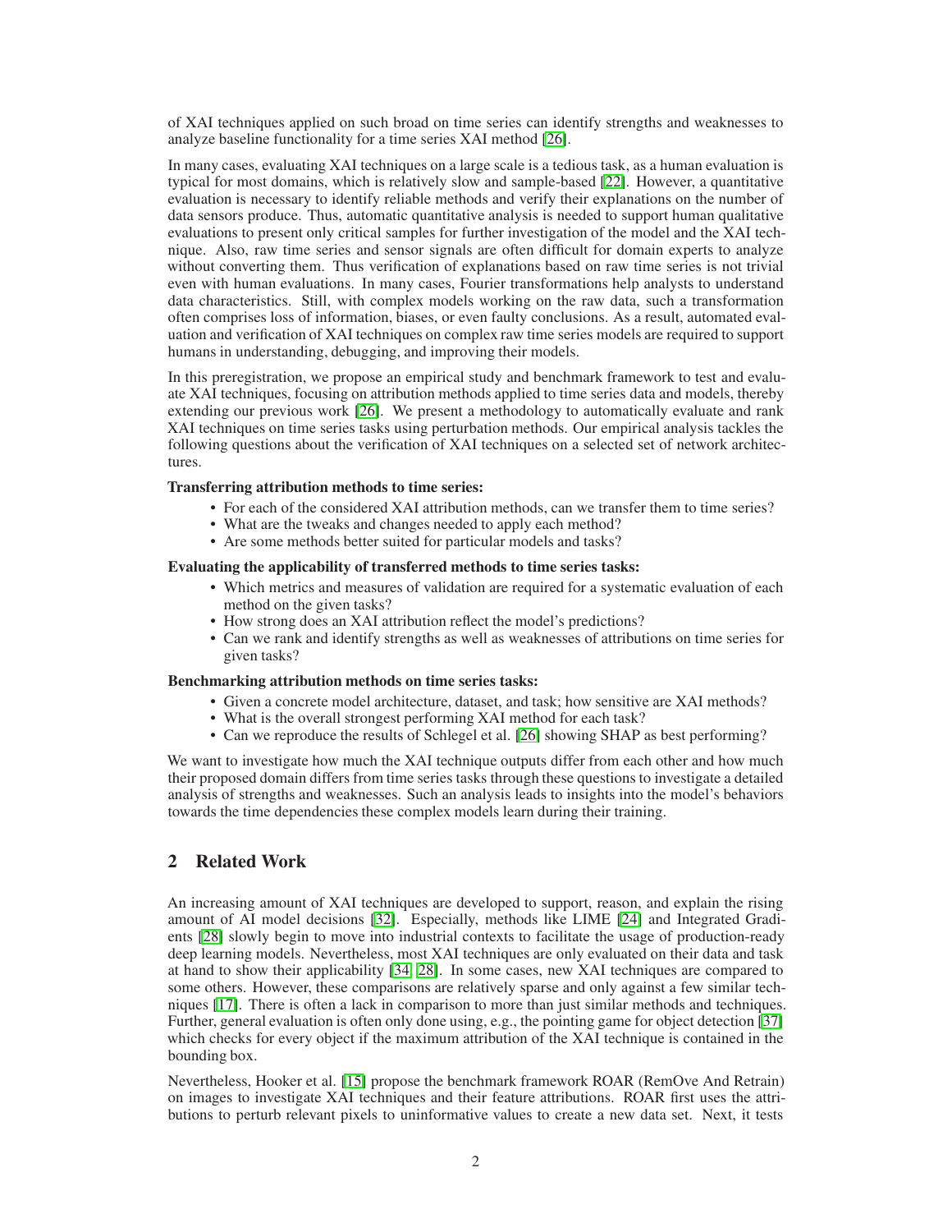of XAI techniques applied on such broad on time series can identify strengths and weaknesses to analyze baseline functionality for a time series XAI method [26].

In many cases, evaluating XAI techniques on a large scale is a tedious task, as a human evaluation is typical for most domains, which is relatively slow and sample-based [22]. However, a quantitative evaluation is necessary to identify reliable methods and verify their explanations on the number of data sensors produce. Thus, automatic quantitative analysis is needed to support human qualitative evaluations to present only critical samples for further investigation of the model and the XAI technique. Also, raw time series and sensor signals are often difficult for domain experts to analyze without converting them. Thus verification of explanations based on raw time series is not trivial even with human evaluations. In many cases, Fourier transformations help analysts to understand data characteristics. Still, with complex models working on the raw data, such a transformation often comprises loss of information, biases, or even faulty conclusions. As a result, automated evaluation and verification of XAI techniques on complex raw time series models are required to support humans in understanding, debugging, and improving their models.

In this preregistration, we propose an empirical study and benchmark framework to test and evaluate XAI techniques, focusing on attribution methods applied to time series data and models, thereby extending our previous work [26]. We present a methodology to automatically evaluate and rank XAI techniques on time series tasks using perturbation methods. Our empirical analysis tackles the following questions about the verification of XAI techniques on a selected set of network architectures.

**Transferring attribution methods to time series:**

- For each of the considered XAI attribution methods, can we transfer them to time series?
- What are the tweaks and changes needed to apply each method?
- Are some methods better suited for particular models and tasks?

**Evaluating the applicability of transferred methods to time series tasks:**

- Which metrics and measures of validation are required for a systematic evaluation of each method on the given tasks?
- How strong does an XAI attribution reflect the model's predictions?
- Can we rank and identify strengths as well as weaknesses of attributions on time series for given tasks?

**Benchmarking attribution methods on time series tasks:**

- Given a concrete model architecture, dataset, and task; how sensitive are XAI methods?
- What is the overall strongest performing XAI method for each task?
- Can we reproduce the results of Schlegel et al. [26] showing SHAP as best performing?

We want to investigate how much the XAI technique outputs differ from each other and how much their proposed domain differs from time series tasks through these questions to investigate a detailed analysis of strengths and weaknesses. Such an analysis leads to insights into the model's behaviors towards the time dependencies these complex models learn during their training.

## 2 Related Work

An increasing amount of XAI techniques are developed to support, reason, and explain the rising amount of AI model decisions [32]. Especially, methods like LIME [24] and Integrated Gradients [28] slowly begin to move into industrial contexts to facilitate the usage of production-ready deep learning models. Nevertheless, most XAI techniques are only evaluated on their data and task at hand to show their applicability [34, 28]. In some cases, new XAI techniques are compared to some others. However, these comparisons are relatively sparse and only against a few similar techniques [17]. There is often a lack in comparison to more than just similar methods and techniques. Further, general evaluation is often only done using, e.g., the pointing game for object detection [37] which checks for every object if the maximum attribution of the XAI technique is contained in the bounding box.

Nevertheless, Hooker et al. [15] propose the benchmark framework ROAR (RemOve And Retrain) on images to investigate XAI techniques and their feature attributions. ROAR first uses the attributions to perturb relevant pixels to uninformative values to create a new data set. Next, it tests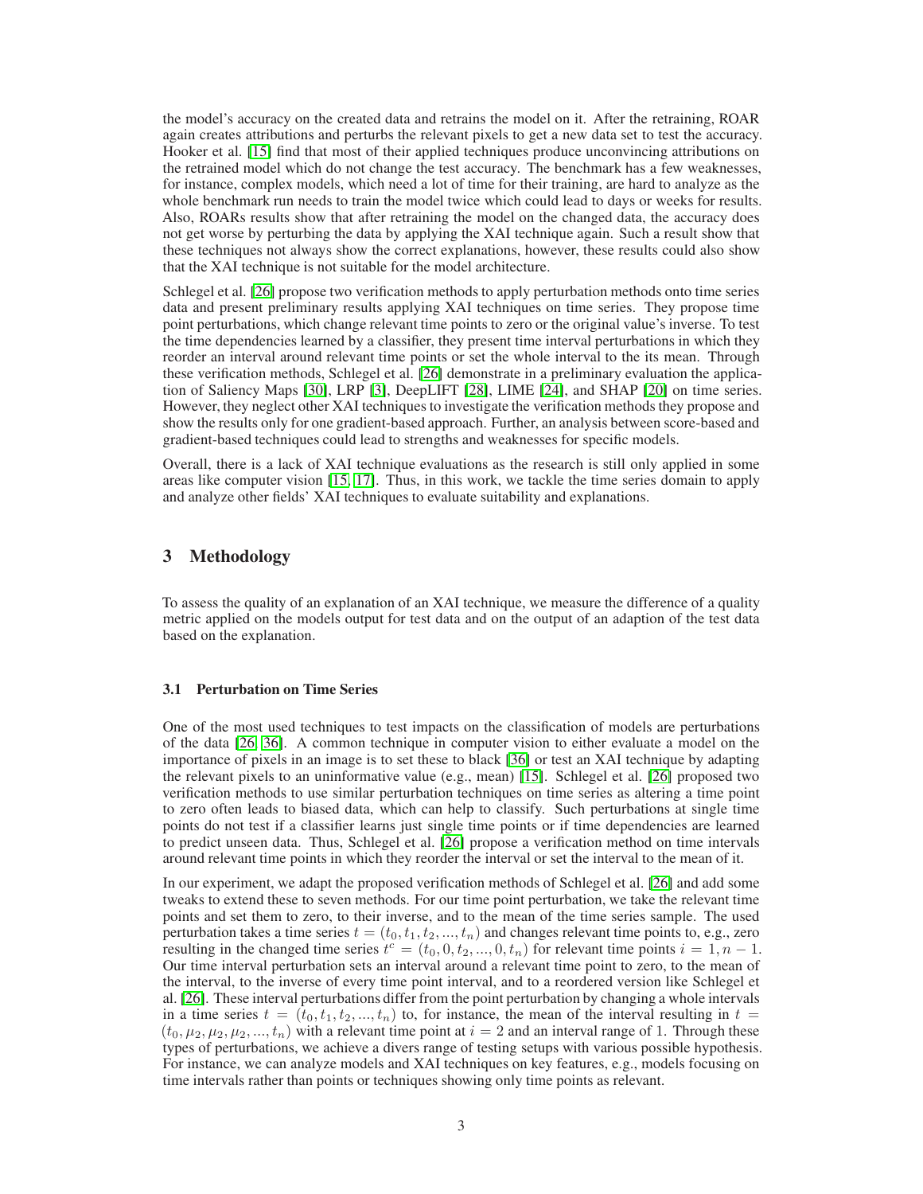the model's accuracy on the created data and retrains the model on it. After the retraining, ROAR again creates attributions and perturbs the relevant pixels to get a new data set to test the accuracy. Hooker et al. [15] find that most of their applied techniques produce unconvincing attributions on the retrained model which do not change the test accuracy. The benchmark has a few weaknesses, for instance, complex models, which need a lot of time for their training, are hard to analyze as the whole benchmark run needs to train the model twice which could lead to days or weeks for results. Also, ROARs results show that after retraining the model on the changed data, the accuracy does not get worse by perturbing the data by applying the XAI technique again. Such a result show that these techniques not always show the correct explanations, however, these results could also show that the XAI technique is not suitable for the model architecture.

Schlegel et al. [26] propose two verification methods to apply perturbation methods onto time series data and present preliminary results applying XAI techniques on time series. They propose time point perturbations, which change relevant time points to zero or the original value's inverse. To test the time dependencies learned by a classifier, they present time interval perturbations in which they reorder an interval around relevant time points or set the whole interval to the its mean. Through these verification methods, Schlegel et al. [26] demonstrate in a preliminary evaluation the application of Saliency Maps [30], LRP [3], DeepLIFT [28], LIME [24], and SHAP [20] on time series. However, they neglect other XAI techniques to investigate the verification methods they propose and show the results only for one gradient-based approach. Further, an analysis between score-based and gradient-based techniques could lead to strengths and weaknesses for specific models.

Overall, there is a lack of XAI technique evaluations as the research is still only applied in some areas like computer vision [15, 17]. Thus, in this work, we tackle the time series domain to apply and analyze other fields' XAI techniques to evaluate suitability and explanations.

## 3 Methodology

To assess the quality of an explanation of an XAI technique, we measure the difference of a quality metric applied on the models output for test data and on the output of an adaption of the test data based on the explanation.

### 3.1 Perturbation on Time Series

One of the most used techniques to test impacts on the classification of models are perturbations of the data [26, 36]. A common technique in computer vision to either evaluate a model on the importance of pixels in an image is to set these to black [36] or test an XAI technique by adapting the relevant pixels to an uninformative value (e.g., mean) [15]. Schlegel et al. [26] proposed two verification methods to use similar perturbation techniques on time series as altering a time point to zero often leads to biased data, which can help to classify. Such perturbations at single time points do not test if a classifier learns just single time points or if time dependencies are learned to predict unseen data. Thus, Schlegel et al. [26] propose a verification method on time intervals around relevant time points in which they reorder the interval or set the interval to the mean of it.

In our experiment, we adapt the proposed verification methods of Schlegel et al. [26] and add some tweaks to extend these to seven methods. For our time point perturbation, we take the relevant time points and set them to zero, to their inverse, and to the mean of the time series sample. The used perturbation takes a time series $t = (t_0, t_1, t_2, ..., t_n)$ and changes relevant time points to, e.g., zero resulting in the changed time series $t^c = (t_0, 0, t_2, ..., 0, t_n)$ for relevant time points $i = 1, n-1$. Our time interval perturbation sets an interval around a relevant time point to zero, to the mean of the interval, to the inverse of every time point interval, and to a reordered version like Schlegel et al. [26]. These interval perturbations differ from the point perturbation by changing a whole intervals in a time series $t = (t_0, t_1, t_2, ..., t_n)$ to, for instance, the mean of the interval resulting in $t = (t_0, \mu_2, \mu_2, \mu_2, ..., t_n)$ with a relevant time point at $i = 2$ and an interval range of 1. Through these types of perturbations, we achieve a divers range of testing setups with various possible hypothesis. For instance, we can analyze models and XAI techniques on key features, e.g., models focusing on time intervals rather than points or techniques showing only time points as relevant.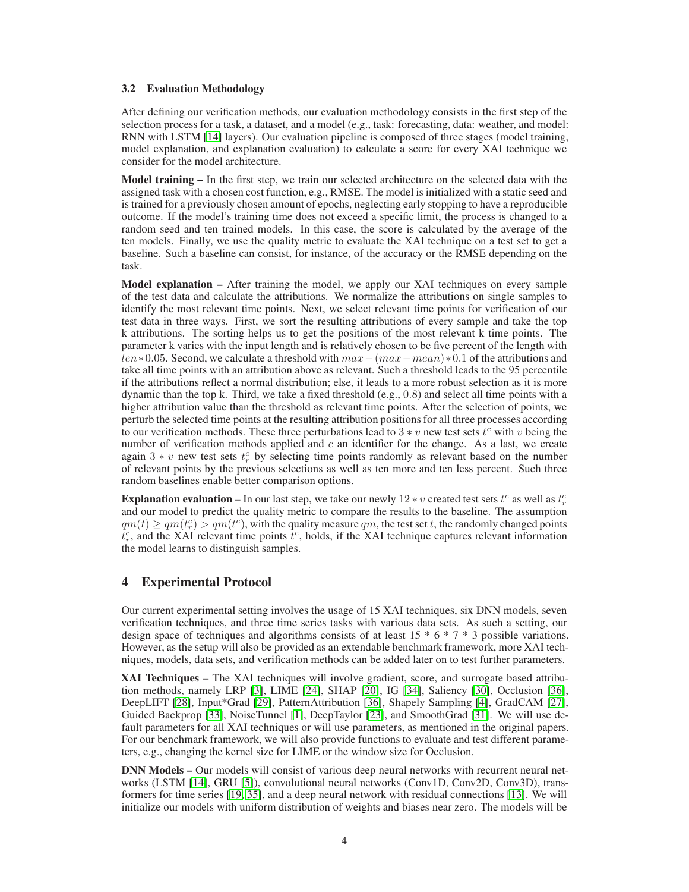### 3.2 Evaluation Methodology

After defining our verification methods, our evaluation methodology consists in the first step of the selection process for a task, a dataset, and a model (e.g., task: forecasting, data: weather, and model: RNN with LSTM [14] layers). Our evaluation pipeline is composed of three stages (model training, model explanation, and explanation evaluation) to calculate a score for every XAI technique we consider for the model architecture.

**Model training –** In the first step, we train our selected architecture on the selected data with the assigned task with a chosen cost function, e.g., RMSE. The model is initialized with a static seed and is trained for a previously chosen amount of epochs, neglecting early stopping to have a reproducible outcome. If the model's training time does not exceed a specific limit, the process is changed to a random seed and ten trained models. In this case, the score is calculated by the average of the ten models. Finally, we use the quality metric to evaluate the XAI technique on a test set to get a baseline. Such a baseline can consist, for instance, of the accuracy or the RMSE depending on the task.

**Model explanation –** After training the model, we apply our XAI techniques on every sample of the test data and calculate the attributions. We normalize the attributions on single samples to identify the most relevant time points. Next, we select relevant time points for verification of our test data in three ways. First, we sort the resulting attributions of every sample and take the top k attributions. The sorting helps us to get the positions of the most relevant k time points. The parameter k varies with the input length and is relatively chosen to be five percent of the length with $len * 0.05$. Second, we calculate a threshold with $max - (max - mean) * 0.1$ of the attributions and take all time points with an attribution above as relevant. Such a threshold leads to the 95 percentile if the attributions reflect a normal distribution; else, it leads to a more robust selection as it is more dynamic than the top k. Third, we take a fixed threshold (e.g., $0.8$) and select all time points with a higher attribution value than the threshold as relevant time points. After the selection of points, we perturb the selected time points at the resulting attribution positions for all three processes according to our verification methods. These three perturbations lead to $3 * v$ new test sets $t^c$ with $v$ being the number of verification methods applied and $c$ an identifier for the change. As a last, we create again $3 * v$ new test sets $t_r^c$ by selecting time points randomly as relevant based on the number of relevant points by the previous selections as well as ten more and ten less percent. Such three random baselines enable better comparison options.

**Explanation evaluation –** In our last step, we take our newly $12 * v$ created test sets $t^c$ as well as $t_r^c$ and our model to predict the quality metric to compare the results to the baseline. The assumption $qm(t) \geq qm(t_r^c) > qm(t^c)$, with the quality measure $qm$, the test set $t$, the randomly changed points $t_r^c$, and the XAI relevant time points $t^c$, holds, if the XAI technique captures relevant information the model learns to distinguish samples.

## 4 Experimental Protocol

Our current experimental setting involves the usage of 15 XAI techniques, six DNN models, seven verification techniques, and three time series tasks with various data sets. As such a setting, our design space of techniques and algorithms consists of at least 15 * 6 * 7 * 3 possible variations. However, as the setup will also be provided as an extendable benchmark framework, more XAI techniques, models, data sets, and verification methods can be added later on to test further parameters.

**XAI Techniques –** The XAI techniques will involve gradient, score, and surrogate based attribution methods, namely LRP [3], LIME [24], SHAP [20], IG [34], Saliency [30], Occlusion [36], DeepLIFT [28], Input*Grad [29], PatternAttribution [36], Shapely Sampling [4], GradCAM [27], Guided Backprop [33], NoiseTunnel [1], DeepTaylor [23], and SmoothGrad [31]. We will use default parameters for all XAI techniques or will use parameters, as mentioned in the original papers. For our benchmark framework, we will also provide functions to evaluate and test different parameters, e.g., changing the kernel size for LIME or the window size for Occlusion.

**DNN Models –** Our models will consist of various deep neural networks with recurrent neural networks (LSTM [14], GRU [5]), convolutional neural networks (Conv1D, Conv2D, Conv3D), transformers for time series [19, 35], and a deep neural network with residual connections [13]. We will initialize our models with uniform distribution of weights and biases near zero. The models will be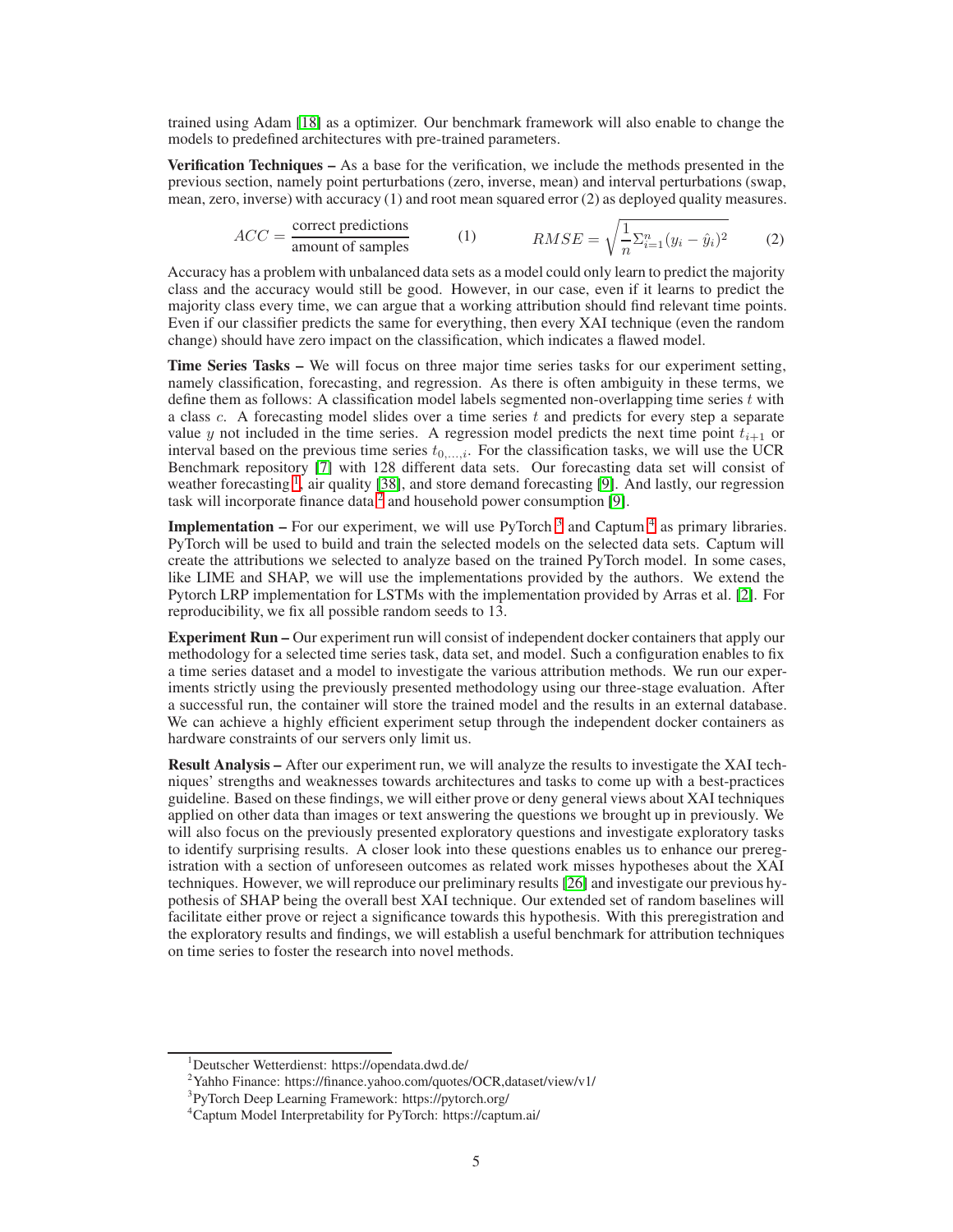trained using Adam [18] as a optimizer. Our benchmark framework will also enable to change the models to predefined architectures with pre-trained parameters.

**Verification Techniques –** As a base for the verification, we include the methods presented in the previous section, namely point perturbations (zero, inverse, mean) and interval perturbations (swap, mean, zero, inverse) with accuracy (1) and root mean squared error (2) as deployed quality measures.

$$ACC = \frac{\text{correct predictions}}{\text{amount of samples}} \quad (1) \qquad RMSE = \sqrt{\frac{1}{n}\Sigma_{i=1}^{n}(y_i - \hat{y}_i)^2} \quad (2)$$

Accuracy has a problem with unbalanced data sets as a model could only learn to predict the majority class and the accuracy would still be good. However, in our case, even if it learns to predict the majority class every time, we can argue that a working attribution should find relevant time points. Even if our classifier predicts the same for everything, then every XAI technique (even the random change) should have zero impact on the classification, which indicates a flawed model.

**Time Series Tasks –** We will focus on three major time series tasks for our experiment setting, namely classification, forecasting, and regression. As there is often ambiguity in these terms, we define them as follows: A classification model labels segmented non-overlapping time series $t$ with a class $c$. A forecasting model slides over a time series $t$ and predicts for every step a separate value $y$ not included in the time series. A regression model predicts the next time point $t_{i+1}$ or interval based on the previous time series $t_{0,...,i}$. For the classification tasks, we will use the UCR Benchmark repository [7] with 128 different data sets. Our forecasting data set will consist of weather forecasting [1], air quality [38], and store demand forecasting [9]. And lastly, our regression task will incorporate finance data [2] and household power consumption [9].

**Implementation –** For our experiment, we will use PyTorch [3] and Captum [4] as primary libraries. PyTorch will be used to build and train the selected models on the selected data sets. Captum will create the attributions we selected to analyze based on the trained PyTorch model. In some cases, like LIME and SHAP, we will use the implementations provided by the authors. We extend the Pytorch LRP implementation for LSTMs with the implementation provided by Arras et al. [2]. For reproducibility, we fix all possible random seeds to 13.

**Experiment Run –** Our experiment run will consist of independent docker containers that apply our methodology for a selected time series task, data set, and model. Such a configuration enables to fix a time series dataset and a model to investigate the various attribution methods. We run our experiments strictly using the previously presented methodology using our three-stage evaluation. After a successful run, the container will store the trained model and the results in an external database. We can achieve a highly efficient experiment setup through the independent docker containers as hardware constraints of our servers only limit us.

**Result Analysis –** After our experiment run, we will analyze the results to investigate the XAI techniques' strengths and weaknesses towards architectures and tasks to come up with a best-practices guideline. Based on these findings, we will either prove or deny general views about XAI techniques applied on other data than images or text answering the questions we brought up in previously. We will also focus on the previously presented exploratory questions and investigate exploratory tasks to identify surprising results. A closer look into these questions enables us to enhance our preregistration with a section of unforeseen outcomes as related work misses hypotheses about the XAI techniques. However, we will reproduce our preliminary results [26] and investigate our previous hypothesis of SHAP being the overall best XAI technique. Our extended set of random baselines will facilitate either prove or reject a significance towards this hypothesis. With this preregistration and the exploratory results and findings, we will establish a useful benchmark for attribution techniques on time series to foster the research into novel methods.

---

[1] Deutscher Wetterdienst: https://opendata.dwd.de/

[2] Yahho Finance: https://finance.yahoo.com/quotes/OCR,dataset/view/v1/

[3] PyTorch Deep Learning Framework: https://pytorch.org/

[4] Captum Model Interpretability for PyTorch: https://captum.ai/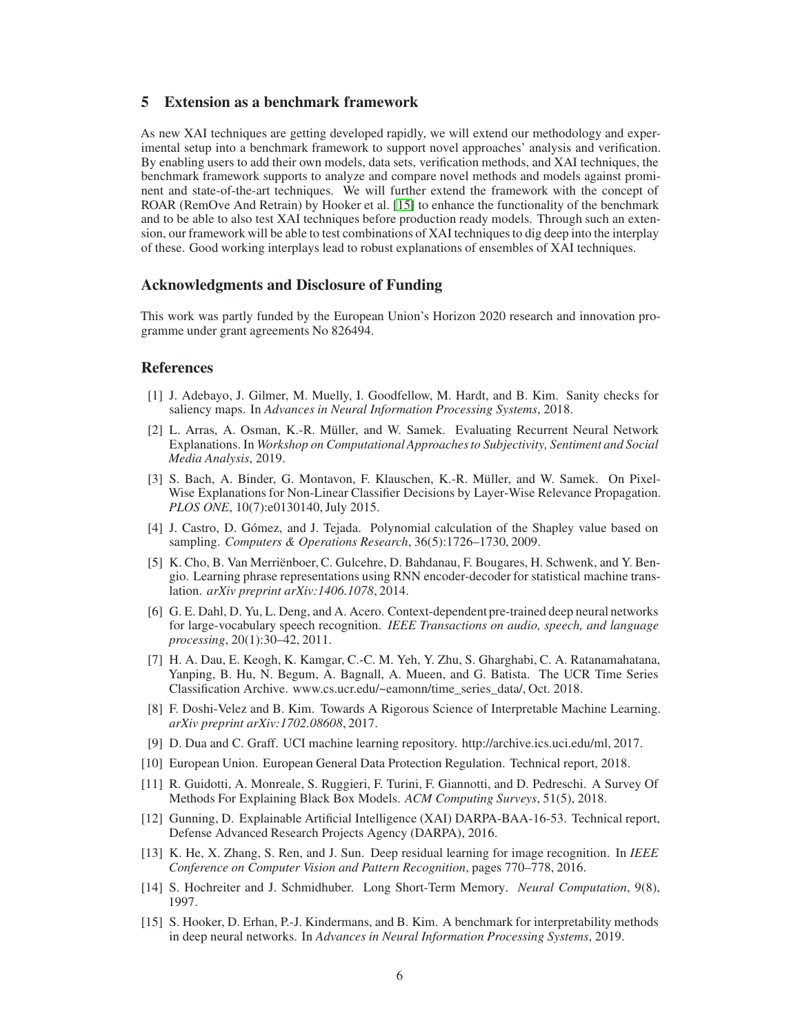## 5 Extension as a benchmark framework

As new XAI techniques are getting developed rapidly, we will extend our methodology and experimental setup into a benchmark framework to support novel approaches' analysis and verification. By enabling users to add their own models, data sets, verification methods, and XAI techniques, the benchmark framework supports to analyze and compare novel methods and models against prominent and state-of-the-art techniques. We will further extend the framework with the concept of ROAR (RemOve And Retrain) by Hooker et al. [15] to enhance the functionality of the benchmark and to be able to also test XAI techniques before production ready models. Through such an extension, our framework will be able to test combinations of XAI techniques to dig deep into the interplay of these. Good working interplays lead to robust explanations of ensembles of XAI techniques.

## Acknowledgments and Disclosure of Funding

This work was partly funded by the European Union's Horizon 2020 research and innovation programme under grant agreements No 826494.

## References

[1] J. Adebayo, J. Gilmer, M. Muelly, I. Goodfellow, M. Hardt, and B. Kim. Sanity checks for saliency maps. In *Advances in Neural Information Processing Systems*, 2018.

[2] L. Arras, A. Osman, K.-R. Müller, and W. Samek. Evaluating Recurrent Neural Network Explanations. In *Workshop on Computational Approaches to Subjectivity, Sentiment and Social Media Analysis*, 2019.

[3] S. Bach, A. Binder, G. Montavon, F. Klauschen, K.-R. Müller, and W. Samek. On Pixel-Wise Explanations for Non-Linear Classifier Decisions by Layer-Wise Relevance Propagation. *PLOS ONE*, 10(7):e0130140, July 2015.

[4] J. Castro, D. Gómez, and J. Tejada. Polynomial calculation of the Shapley value based on sampling. *Computers & Operations Research*, 36(5):1726–1730, 2009.

[5] K. Cho, B. Van Merriënboer, C. Gulcehre, D. Bahdanau, F. Bougares, H. Schwenk, and Y. Bengio. Learning phrase representations using RNN encoder-decoder for statistical machine translation. *arXiv preprint arXiv:1406.1078*, 2014.

[6] G. E. Dahl, D. Yu, L. Deng, and A. Acero. Context-dependent pre-trained deep neural networks for large-vocabulary speech recognition. *IEEE Transactions on audio, speech, and language processing*, 20(1):30–42, 2011.

[7] H. A. Dau, E. Keogh, K. Kamgar, C.-C. M. Yeh, Y. Zhu, S. Gharghabi, C. A. Ratanamahatana, Yanping, B. Hu, N. Begum, A. Bagnall, A. Mueen, and G. Batista. The UCR Time Series Classification Archive. www.cs.ucr.edu/~eamonn/time_series_data/, Oct. 2018.

[8] F. Doshi-Velez and B. Kim. Towards A Rigorous Science of Interpretable Machine Learning. *arXiv preprint arXiv:1702.08608*, 2017.

[9] D. Dua and C. Graff. UCI machine learning repository. http://archive.ics.uci.edu/ml, 2017.

[10] European Union. European General Data Protection Regulation. Technical report, 2018.

[11] R. Guidotti, A. Monreale, S. Ruggieri, F. Turini, F. Giannotti, and D. Pedreschi. A Survey Of Methods For Explaining Black Box Models. *ACM Computing Surveys*, 51(5), 2018.

[12] Gunning, D. Explainable Artificial Intelligence (XAI) DARPA-BAA-16-53. Technical report, Defense Advanced Research Projects Agency (DARPA), 2016.

[13] K. He, X. Zhang, S. Ren, and J. Sun. Deep residual learning for image recognition. In *IEEE Conference on Computer Vision and Pattern Recognition*, pages 770–778, 2016.

[14] S. Hochreiter and J. Schmidhuber. Long Short-Term Memory. *Neural Computation*, 9(8), 1997.

[15] S. Hooker, D. Erhan, P.-J. Kindermans, and B. Kim. A benchmark for interpretability methods in deep neural networks. In *Advances in Neural Information Processing Systems*, 2019.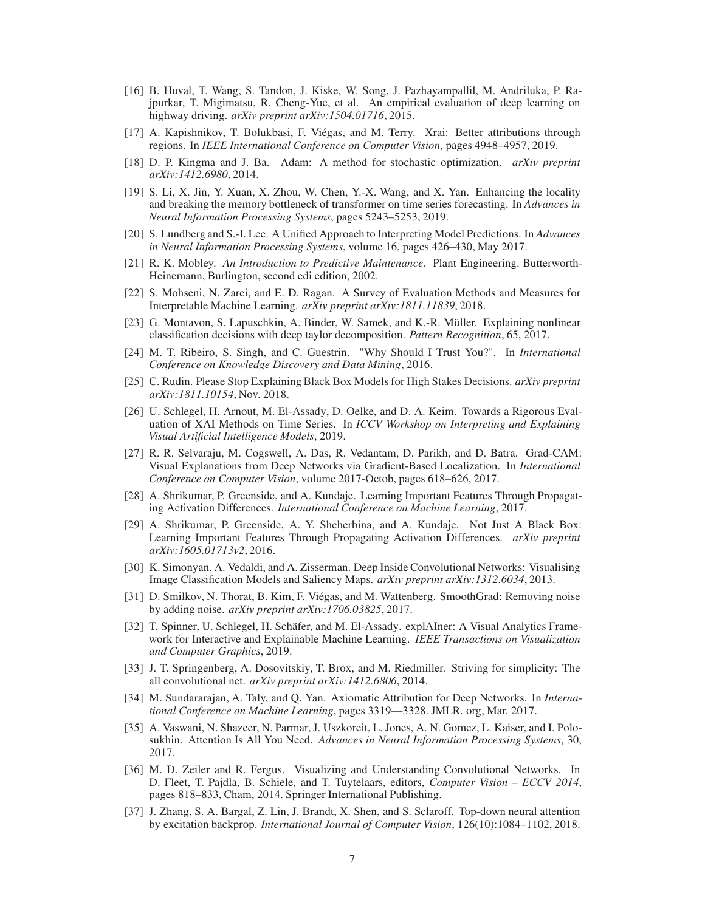[16] B. Huval, T. Wang, S. Tandon, J. Kiske, W. Song, J. Pazhayampallil, M. Andriluka, P. Rajpurkar, T. Migimatsu, R. Cheng-Yue, et al. An empirical evaluation of deep learning on highway driving. *arXiv preprint arXiv:1504.01716*, 2015.

[17] A. Kapishnikov, T. Bolukbasi, F. Viégas, and M. Terry. Xrai: Better attributions through regions. In *IEEE International Conference on Computer Vision*, pages 4948–4957, 2019.

[18] D. P. Kingma and J. Ba. Adam: A method for stochastic optimization. *arXiv preprint arXiv:1412.6980*, 2014.

[19] S. Li, X. Jin, Y. Xuan, X. Zhou, W. Chen, Y.-X. Wang, and X. Yan. Enhancing the locality and breaking the memory bottleneck of transformer on time series forecasting. In *Advances in Neural Information Processing Systems*, pages 5243–5253, 2019.

[20] S. Lundberg and S.-I. Lee. A Unified Approach to Interpreting Model Predictions. In *Advances in Neural Information Processing Systems*, volume 16, pages 426–430, May 2017.

[21] R. K. Mobley. *An Introduction to Predictive Maintenance*. Plant Engineering. Butterworth-Heinemann, Burlington, second edi edition, 2002.

[22] S. Mohseni, N. Zarei, and E. D. Ragan. A Survey of Evaluation Methods and Measures for Interpretable Machine Learning. *arXiv preprint arXiv:1811.11839*, 2018.

[23] G. Montavon, S. Lapuschkin, A. Binder, W. Samek, and K.-R. Müller. Explaining nonlinear classification decisions with deep taylor decomposition. *Pattern Recognition*, 65, 2017.

[24] M. T. Ribeiro, S. Singh, and C. Guestrin. "Why Should I Trust You?". In *International Conference on Knowledge Discovery and Data Mining*, 2016.

[25] C. Rudin. Please Stop Explaining Black Box Models for High Stakes Decisions. *arXiv preprint arXiv:1811.10154*, Nov. 2018.

[26] U. Schlegel, H. Arnout, M. El-Assady, D. Oelke, and D. A. Keim. Towards a Rigorous Evaluation of XAI Methods on Time Series. In *ICCV Workshop on Interpreting and Explaining Visual Artificial Intelligence Models*, 2019.

[27] R. R. Selvaraju, M. Cogswell, A. Das, R. Vedantam, D. Parikh, and D. Batra. Grad-CAM: Visual Explanations from Deep Networks via Gradient-Based Localization. In *International Conference on Computer Vision*, volume 2017-Octob, pages 618–626, 2017.

[28] A. Shrikumar, P. Greenside, and A. Kundaje. Learning Important Features Through Propagating Activation Differences. *International Conference on Machine Learning*, 2017.

[29] A. Shrikumar, P. Greenside, A. Y. Shcherbina, and A. Kundaje. Not Just A Black Box: Learning Important Features Through Propagating Activation Differences. *arXiv preprint arXiv:1605.01713v2*, 2016.

[30] K. Simonyan, A. Vedaldi, and A. Zisserman. Deep Inside Convolutional Networks: Visualising Image Classification Models and Saliency Maps. *arXiv preprint arXiv:1312.6034*, 2013.

[31] D. Smilkov, N. Thorat, B. Kim, F. Viégas, and M. Wattenberg. SmoothGrad: Removing noise by adding noise. *arXiv preprint arXiv:1706.03825*, 2017.

[32] T. Spinner, U. Schlegel, H. Schäfer, and M. El-Assady. explAIner: A Visual Analytics Framework for Interactive and Explainable Machine Learning. *IEEE Transactions on Visualization and Computer Graphics*, 2019.

[33] J. T. Springenberg, A. Dosovitskiy, T. Brox, and M. Riedmiller. Striving for simplicity: The all convolutional net. *arXiv preprint arXiv:1412.6806*, 2014.

[34] M. Sundararajan, A. Taly, and Q. Yan. Axiomatic Attribution for Deep Networks. In *International Conference on Machine Learning*, pages 3319—3328. JMLR. org, Mar. 2017.

[35] A. Vaswani, N. Shazeer, N. Parmar, J. Uszkoreit, L. Jones, A. N. Gomez, L. Kaiser, and I. Polosukhin. Attention Is All You Need. *Advances in Neural Information Processing Systems*, 30, 2017.

[36] M. D. Zeiler and R. Fergus. Visualizing and Understanding Convolutional Networks. In D. Fleet, T. Pajdla, B. Schiele, and T. Tuytelaars, editors, *Computer Vision – ECCV 2014*, pages 818–833, Cham, 2014. Springer International Publishing.

[37] J. Zhang, S. A. Bargal, Z. Lin, J. Brandt, X. Shen, and S. Sclaroff. Top-down neural attention by excitation backprop. *International Journal of Computer Vision*, 126(10):1084–1102, 2018.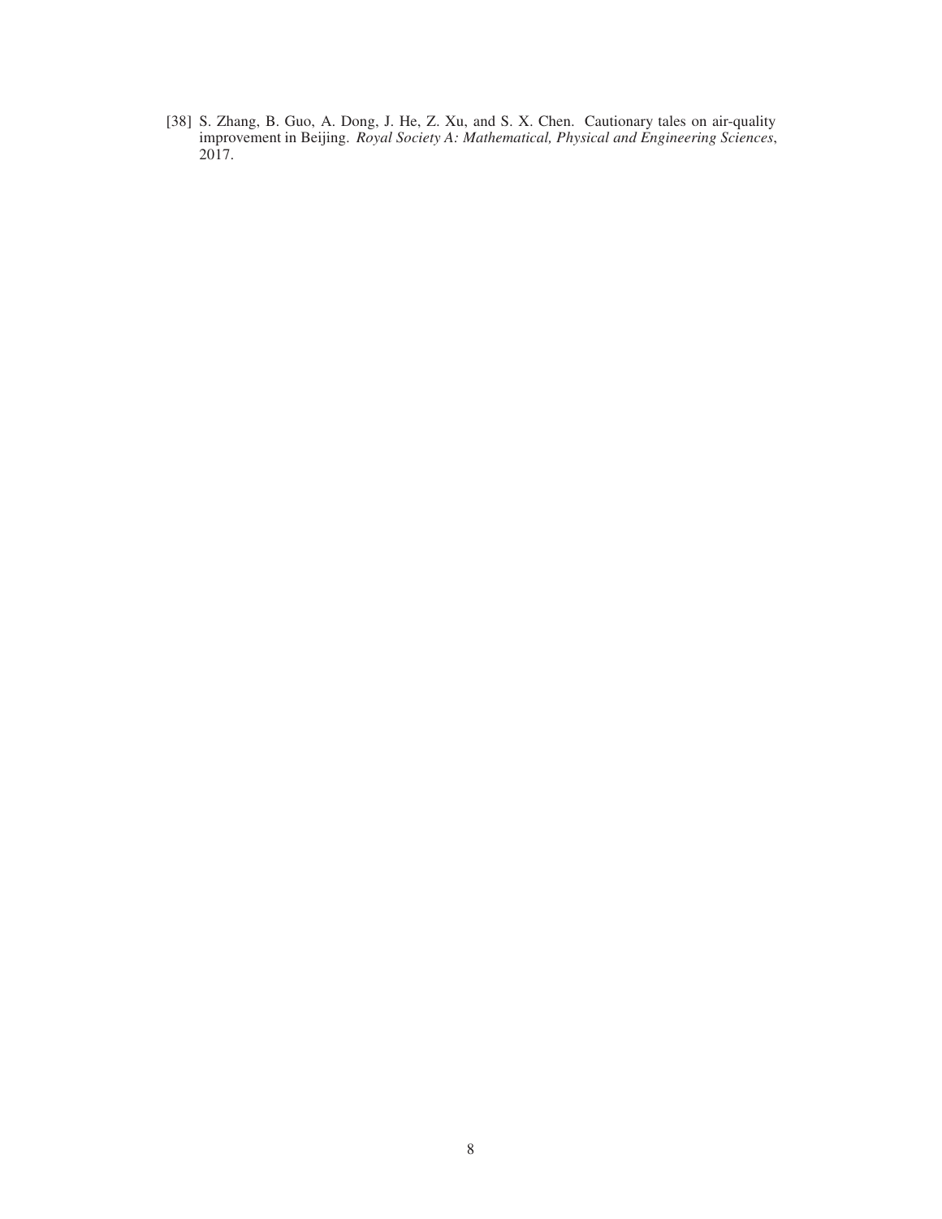[38] S. Zhang, B. Guo, A. Dong, J. He, Z. Xu, and S. X. Chen. Cautionary tales on air-quality improvement in Beijing. *Royal Society A: Mathematical, Physical and Engineering Sciences*, 2017.